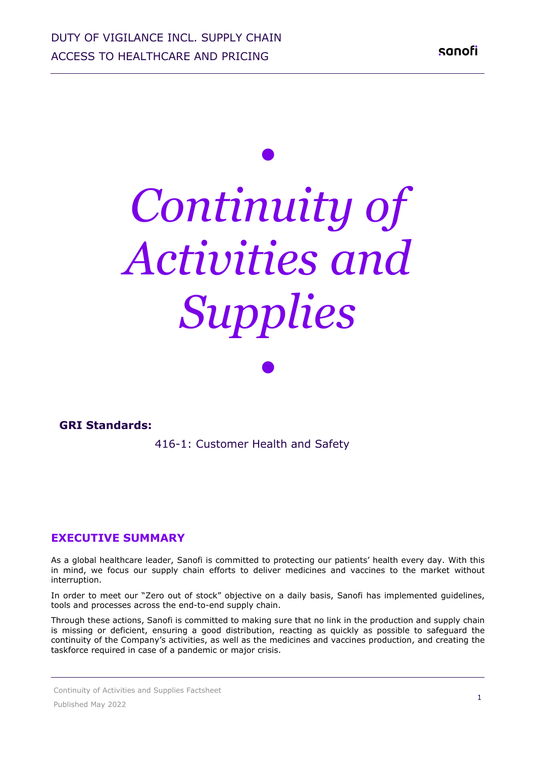# *Continuity of Activities and Supplies*

**GRI Standards:**

416-1: Customer Health and Safety

## EXECUTIVE SUMMARY

As a global healthcare leader, Sanofi is committed to protecting our patients' health every day. With this in mind, we focus our supply chain efforts to deliver medicines and vaccines to the market without interruption.

In order to meet our "Zero out of stock" objective on a daily basis, Sanofi has implemented guidelines, tools and processes across the end-to-end supply chain.

Through these actions, Sanofi is committed to making sure that no link in the production and supply chain is missing or deficient, ensuring a good distribution, reacting as quickly as possible to safeguard the continuity of the Company's activities, as well as the medicines and vaccines production, and creating the taskforce required in case of a pandemic or major crisis.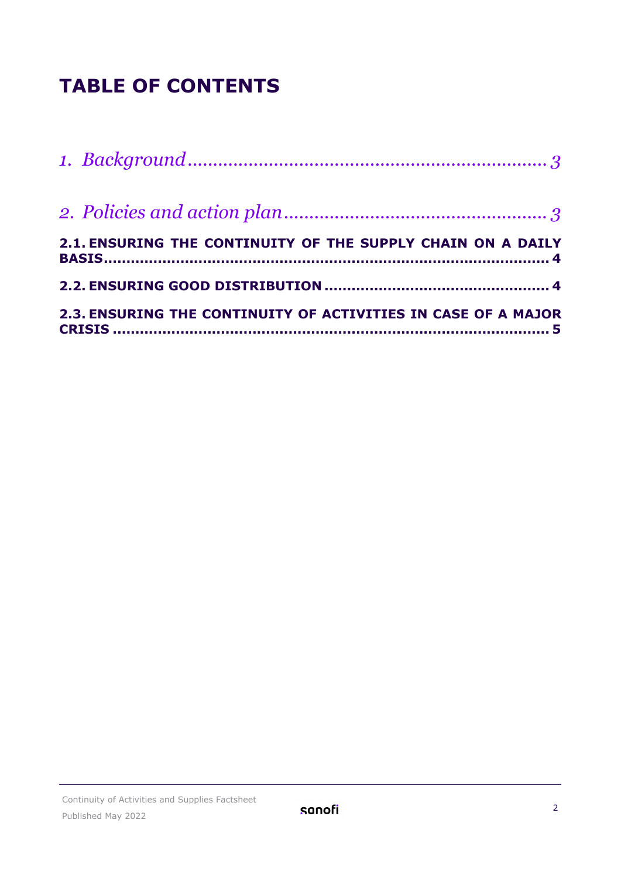# TABLE OF CONTENTS

*1. Background* ........................................................................ *3*

*2. Policies and action plan* ........................................................ *3*

**2.1. ENSURING THE CONTINUITY OF THE SUPPLY CHAIN ON A DAILY BASIS ........................................................................................ 4**

**2.2. ENSURING GOOD DISTRIBUTION ................................................ 4**

**2.3. ENSURING THE CONTINUITY OF ACTIVITIES IN CASE OF A MAJOR CRISIS ........................................................................................ 5**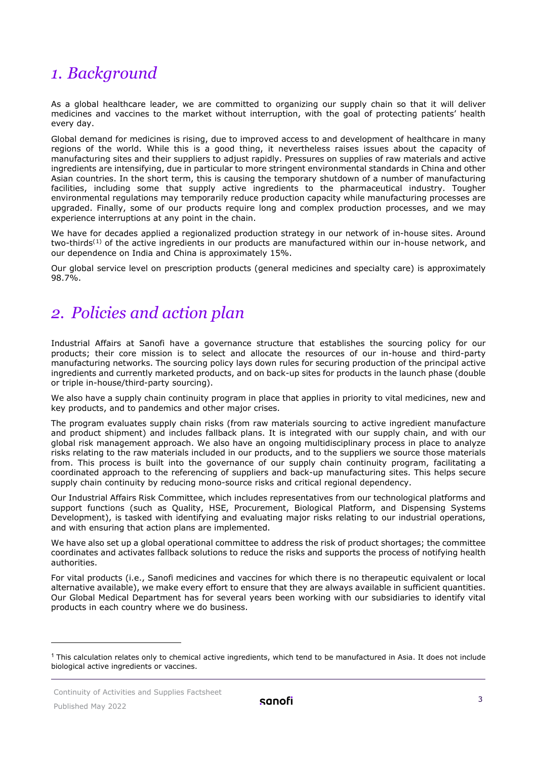# *1. Background*

As a global healthcare leader, we are committed to organizing our supply chain so that it will deliver medicines and vaccines to the market without interruption, with the goal of protecting patients' health every day.

Global demand for medicines is rising, due to improved access to and development of healthcare in many regions of the world. While this is a good thing, it nevertheless raises issues about the capacity of manufacturing sites and their suppliers to adjust rapidly. Pressures on supplies of raw materials and active ingredients are intensifying, due in particular to more stringent environmental standards in China and other Asian countries. In the short term, this is causing the temporary shutdown of a number of manufacturing facilities, including some that supply active ingredients to the pharmaceutical industry. Tougher environmental regulations may temporarily reduce production capacity while manufacturing processes are upgraded. Finally, some of our products require long and complex production processes, and we may experience interruptions at any point in the chain.

We have for decades applied a regionalized production strategy in our network of in-house sites. Around two-thirds[1] of the active ingredients in our products are manufactured within our in-house network, and our dependence on India and China is approximately 15%.

Our global service level on prescription products (general medicines and specialty care) is approximately 98.7%.

# *2. Policies and action plan*

Industrial Affairs at Sanofi have a governance structure that establishes the sourcing policy for our products; their core mission is to select and allocate the resources of our in-house and third-party manufacturing networks. The sourcing policy lays down rules for securing production of the principal active ingredients and currently marketed products, and on back-up sites for products in the launch phase (double or triple in-house/third-party sourcing).

We also have a supply chain continuity program in place that applies in priority to vital medicines, new and key products, and to pandemics and other major crises.

The program evaluates supply chain risks (from raw materials sourcing to active ingredient manufacture and product shipment) and includes fallback plans. It is integrated with our supply chain, and with our global risk management approach. We also have an ongoing multidisciplinary process in place to analyze risks relating to the raw materials included in our products, and to the suppliers we source those materials from. This process is built into the governance of our supply chain continuity program, facilitating a coordinated approach to the referencing of suppliers and back-up manufacturing sites. This helps secure supply chain continuity by reducing mono-source risks and critical regional dependency.

Our Industrial Affairs Risk Committee, which includes representatives from our technological platforms and support functions (such as Quality, HSE, Procurement, Biological Platform, and Dispensing Systems Development), is tasked with identifying and evaluating major risks relating to our industrial operations, and with ensuring that action plans are implemented.

We have also set up a global operational committee to address the risk of product shortages; the committee coordinates and activates fallback solutions to reduce the risks and supports the process of notifying health authorities.

For vital products (i.e., Sanofi medicines and vaccines for which there is no therapeutic equivalent or local alternative available), we make every effort to ensure that they are always available in sufficient quantities. Our Global Medical Department has for several years been working with our subsidiaries to identify vital products in each country where we do business.

---

[1] This calculation relates only to chemical active ingredients, which tend to be manufactured in Asia. It does not include biological active ingredients or vaccines.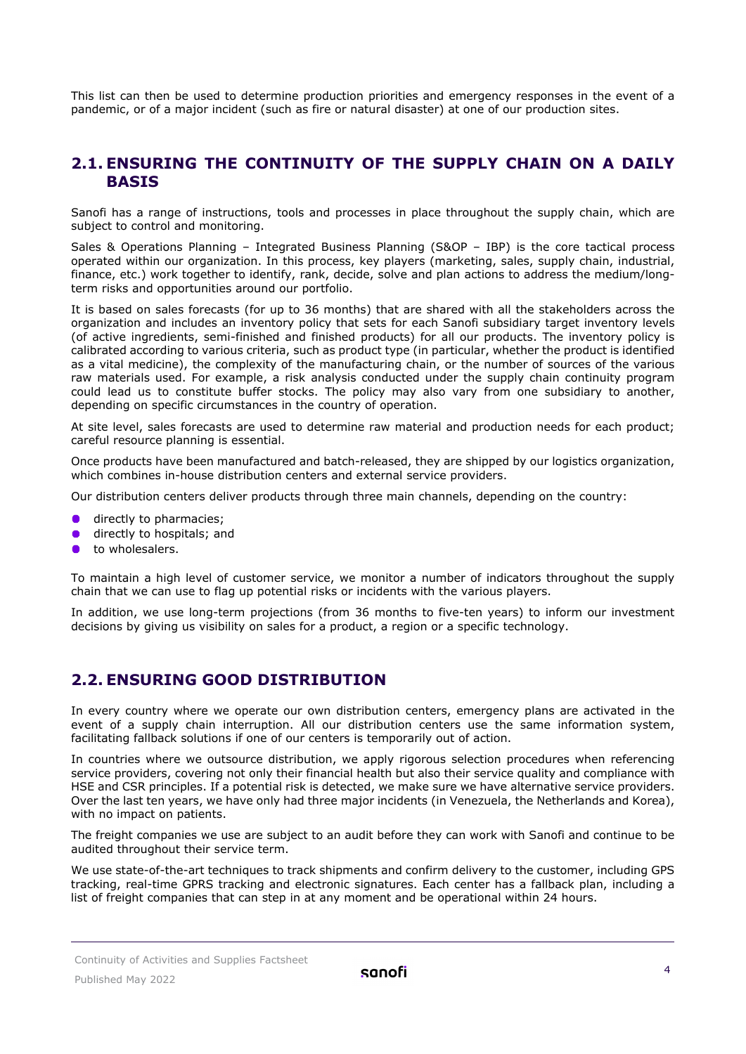This list can then be used to determine production priorities and emergency responses in the event of a pandemic, or of a major incident (such as fire or natural disaster) at one of our production sites.

## 2.1. ENSURING THE CONTINUITY OF THE SUPPLY CHAIN ON A DAILY BASIS

Sanofi has a range of instructions, tools and processes in place throughout the supply chain, which are subject to control and monitoring.

Sales & Operations Planning – Integrated Business Planning (S&OP – IBP) is the core tactical process operated within our organization. In this process, key players (marketing, sales, supply chain, industrial, finance, etc.) work together to identify, rank, decide, solve and plan actions to address the medium/long-term risks and opportunities around our portfolio.

It is based on sales forecasts (for up to 36 months) that are shared with all the stakeholders across the organization and includes an inventory policy that sets for each Sanofi subsidiary target inventory levels (of active ingredients, semi-finished and finished products) for all our products. The inventory policy is calibrated according to various criteria, such as product type (in particular, whether the product is identified as a vital medicine), the complexity of the manufacturing chain, or the number of sources of the various raw materials used. For example, a risk analysis conducted under the supply chain continuity program could lead us to constitute buffer stocks. The policy may also vary from one subsidiary to another, depending on specific circumstances in the country of operation.

At site level, sales forecasts are used to determine raw material and production needs for each product; careful resource planning is essential.

Once products have been manufactured and batch-released, they are shipped by our logistics organization, which combines in-house distribution centers and external service providers.

Our distribution centers deliver products through three main channels, depending on the country:

- directly to pharmacies;
- directly to hospitals; and
- to wholesalers.

To maintain a high level of customer service, we monitor a number of indicators throughout the supply chain that we can use to flag up potential risks or incidents with the various players.

In addition, we use long-term projections (from 36 months to five-ten years) to inform our investment decisions by giving us visibility on sales for a product, a region or a specific technology.

## 2.2. ENSURING GOOD DISTRIBUTION

In every country where we operate our own distribution centers, emergency plans are activated in the event of a supply chain interruption. All our distribution centers use the same information system, facilitating fallback solutions if one of our centers is temporarily out of action.

In countries where we outsource distribution, we apply rigorous selection procedures when referencing service providers, covering not only their financial health but also their service quality and compliance with HSE and CSR principles. If a potential risk is detected, we make sure we have alternative service providers. Over the last ten years, we have only had three major incidents (in Venezuela, the Netherlands and Korea), with no impact on patients.

The freight companies we use are subject to an audit before they can work with Sanofi and continue to be audited throughout their service term.

We use state-of-the-art techniques to track shipments and confirm delivery to the customer, including GPS tracking, real-time GPRS tracking and electronic signatures. Each center has a fallback plan, including a list of freight companies that can step in at any moment and be operational within 24 hours.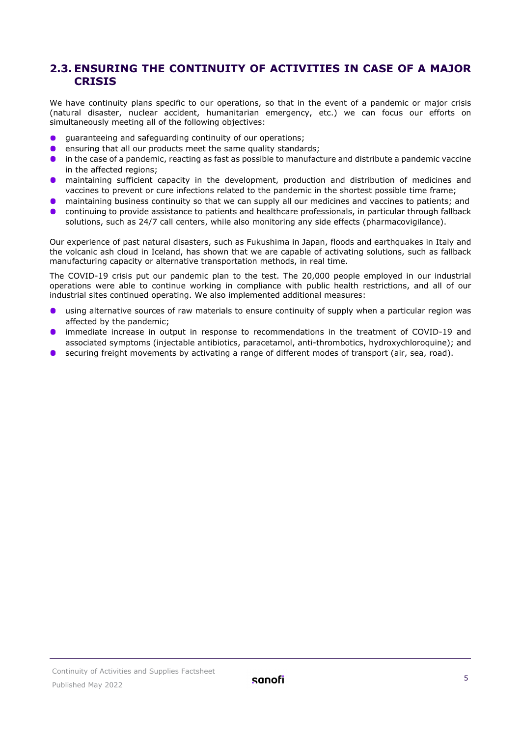## 2.3. ENSURING THE CONTINUITY OF ACTIVITIES IN CASE OF A MAJOR CRISIS

We have continuity plans specific to our operations, so that in the event of a pandemic or major crisis (natural disaster, nuclear accident, humanitarian emergency, etc.) we can focus our efforts on simultaneously meeting all of the following objectives:

- guaranteeing and safeguarding continuity of our operations;
- ensuring that all our products meet the same quality standards;
- in the case of a pandemic, reacting as fast as possible to manufacture and distribute a pandemic vaccine in the affected regions;
- maintaining sufficient capacity in the development, production and distribution of medicines and vaccines to prevent or cure infections related to the pandemic in the shortest possible time frame;
- maintaining business continuity so that we can supply all our medicines and vaccines to patients; and
- continuing to provide assistance to patients and healthcare professionals, in particular through fallback solutions, such as 24/7 call centers, while also monitoring any side effects (pharmacovigilance).

Our experience of past natural disasters, such as Fukushima in Japan, floods and earthquakes in Italy and the volcanic ash cloud in Iceland, has shown that we are capable of activating solutions, such as fallback manufacturing capacity or alternative transportation methods, in real time.

The COVID-19 crisis put our pandemic plan to the test. The 20,000 people employed in our industrial operations were able to continue working in compliance with public health restrictions, and all of our industrial sites continued operating. We also implemented additional measures:

- using alternative sources of raw materials to ensure continuity of supply when a particular region was affected by the pandemic;
- immediate increase in output in response to recommendations in the treatment of COVID-19 and associated symptoms (injectable antibiotics, paracetamol, anti-thrombotics, hydroxychloroquine); and
- securing freight movements by activating a range of different modes of transport (air, sea, road).